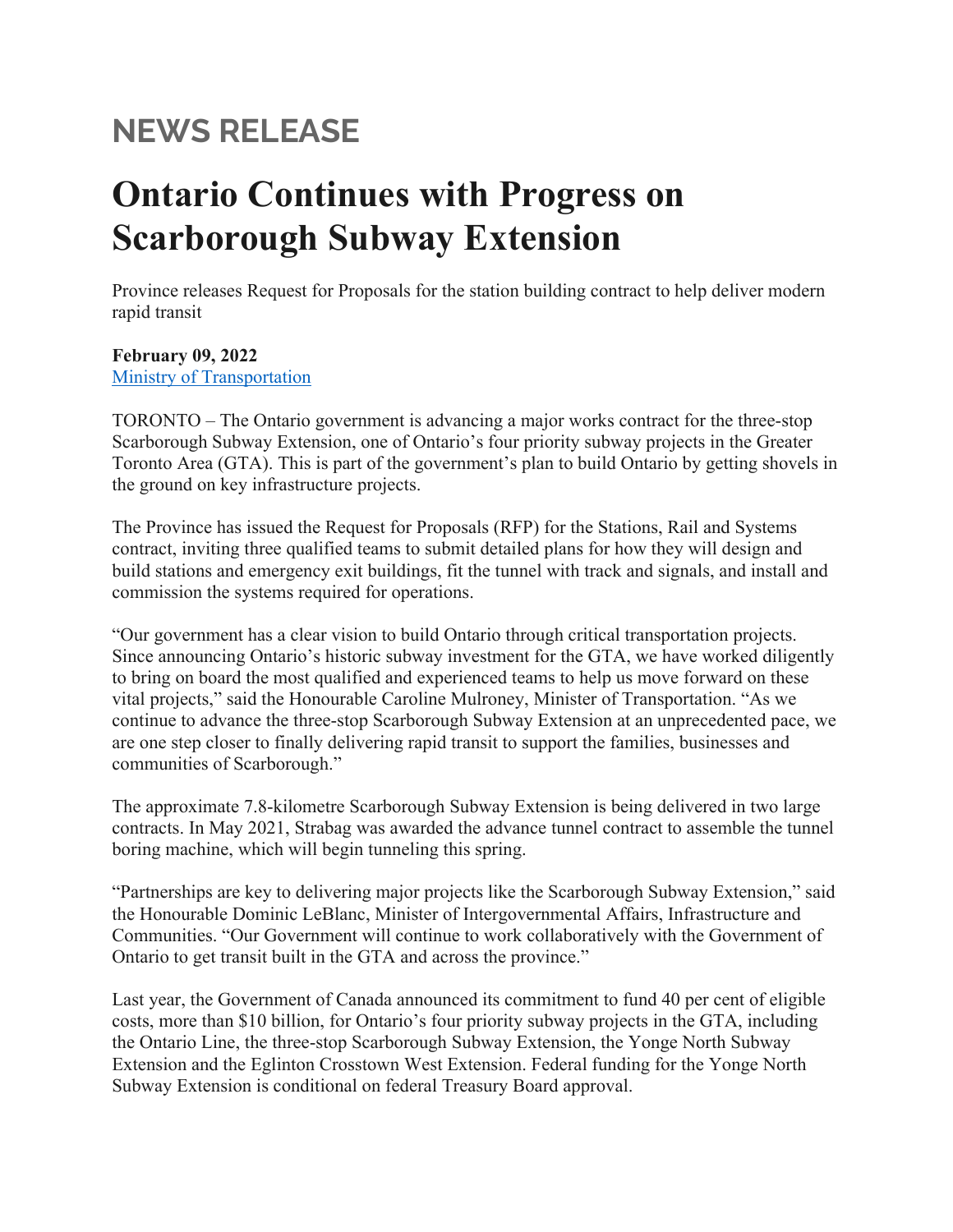# NEWS RELEASE

# Ontario Continues with Progress on Scarborough Subway Extension

Province releases Request for Proposals for the station building contract to help deliver modern rapid transit

**February 09, 2022**
[Ministry of Transportation]

TORONTO – The Ontario government is advancing a major works contract for the three-stop Scarborough Subway Extension, one of Ontario's four priority subway projects in the Greater Toronto Area (GTA). This is part of the government's plan to build Ontario by getting shovels in the ground on key infrastructure projects.

The Province has issued the Request for Proposals (RFP) for the Stations, Rail and Systems contract, inviting three qualified teams to submit detailed plans for how they will design and build stations and emergency exit buildings, fit the tunnel with track and signals, and install and commission the systems required for operations.

"Our government has a clear vision to build Ontario through critical transportation projects. Since announcing Ontario's historic subway investment for the GTA, we have worked diligently to bring on board the most qualified and experienced teams to help us move forward on these vital projects," said the Honourable Caroline Mulroney, Minister of Transportation. "As we continue to advance the three-stop Scarborough Subway Extension at an unprecedented pace, we are one step closer to finally delivering rapid transit to support the families, businesses and communities of Scarborough."

The approximate 7.8-kilometre Scarborough Subway Extension is being delivered in two large contracts. In May 2021, Strabag was awarded the advance tunnel contract to assemble the tunnel boring machine, which will begin tunneling this spring.

"Partnerships are key to delivering major projects like the Scarborough Subway Extension," said the Honourable Dominic LeBlanc, Minister of Intergovernmental Affairs, Infrastructure and Communities. "Our Government will continue to work collaboratively with the Government of Ontario to get transit built in the GTA and across the province."

Last year, the Government of Canada announced its commitment to fund 40 per cent of eligible costs, more than $10 billion, for Ontario's four priority subway projects in the GTA, including the Ontario Line, the three-stop Scarborough Subway Extension, the Yonge North Subway Extension and the Eglinton Crosstown West Extension. Federal funding for the Yonge North Subway Extension is conditional on federal Treasury Board approval.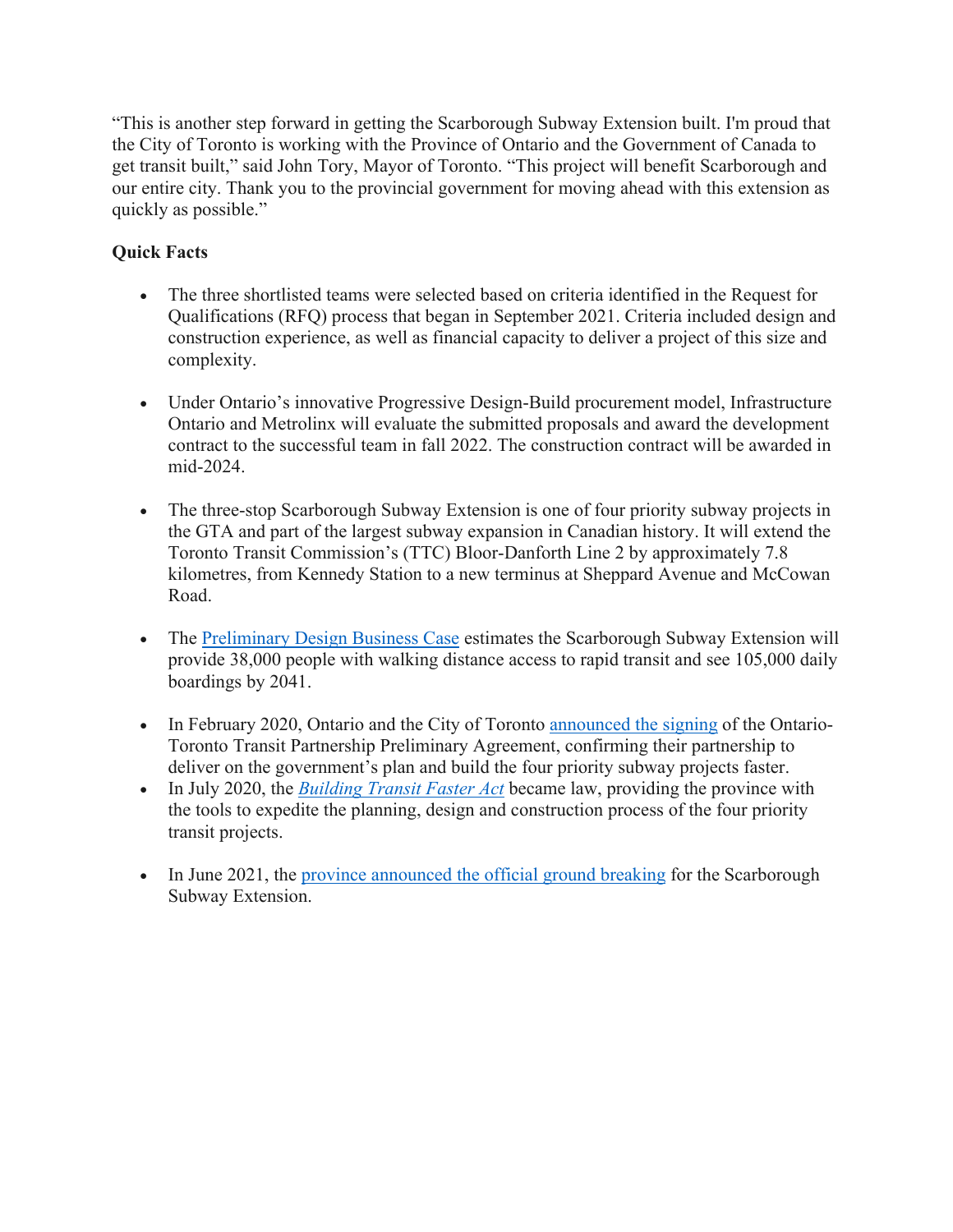"This is another step forward in getting the Scarborough Subway Extension built. I'm proud that the City of Toronto is working with the Province of Ontario and the Government of Canada to get transit built," said John Tory, Mayor of Toronto. "This project will benefit Scarborough and our entire city. Thank you to the provincial government for moving ahead with this extension as quickly as possible."

**Quick Facts**

- The three shortlisted teams were selected based on criteria identified in the Request for Qualifications (RFQ) process that began in September 2021. Criteria included design and construction experience, as well as financial capacity to deliver a project of this size and complexity.

- Under Ontario's innovative Progressive Design-Build procurement model, Infrastructure Ontario and Metrolinx will evaluate the submitted proposals and award the development contract to the successful team in fall 2022. The construction contract will be awarded in mid-2024.

- The three-stop Scarborough Subway Extension is one of four priority subway projects in the GTA and part of the largest subway expansion in Canadian history. It will extend the Toronto Transit Commission's (TTC) Bloor-Danforth Line 2 by approximately 7.8 kilometres, from Kennedy Station to a new terminus at Sheppard Avenue and McCowan Road.

- The Preliminary Design Business Case estimates the Scarborough Subway Extension will provide 38,000 people with walking distance access to rapid transit and see 105,000 daily boardings by 2041.

- In February 2020, Ontario and the City of Toronto announced the signing of the Ontario-Toronto Transit Partnership Preliminary Agreement, confirming their partnership to deliver on the government's plan and build the four priority subway projects faster.
- In July 2020, the *Building Transit Faster Act* became law, providing the province with the tools to expedite the planning, design and construction process of the four priority transit projects.

- In June 2021, the province announced the official ground breaking for the Scarborough Subway Extension.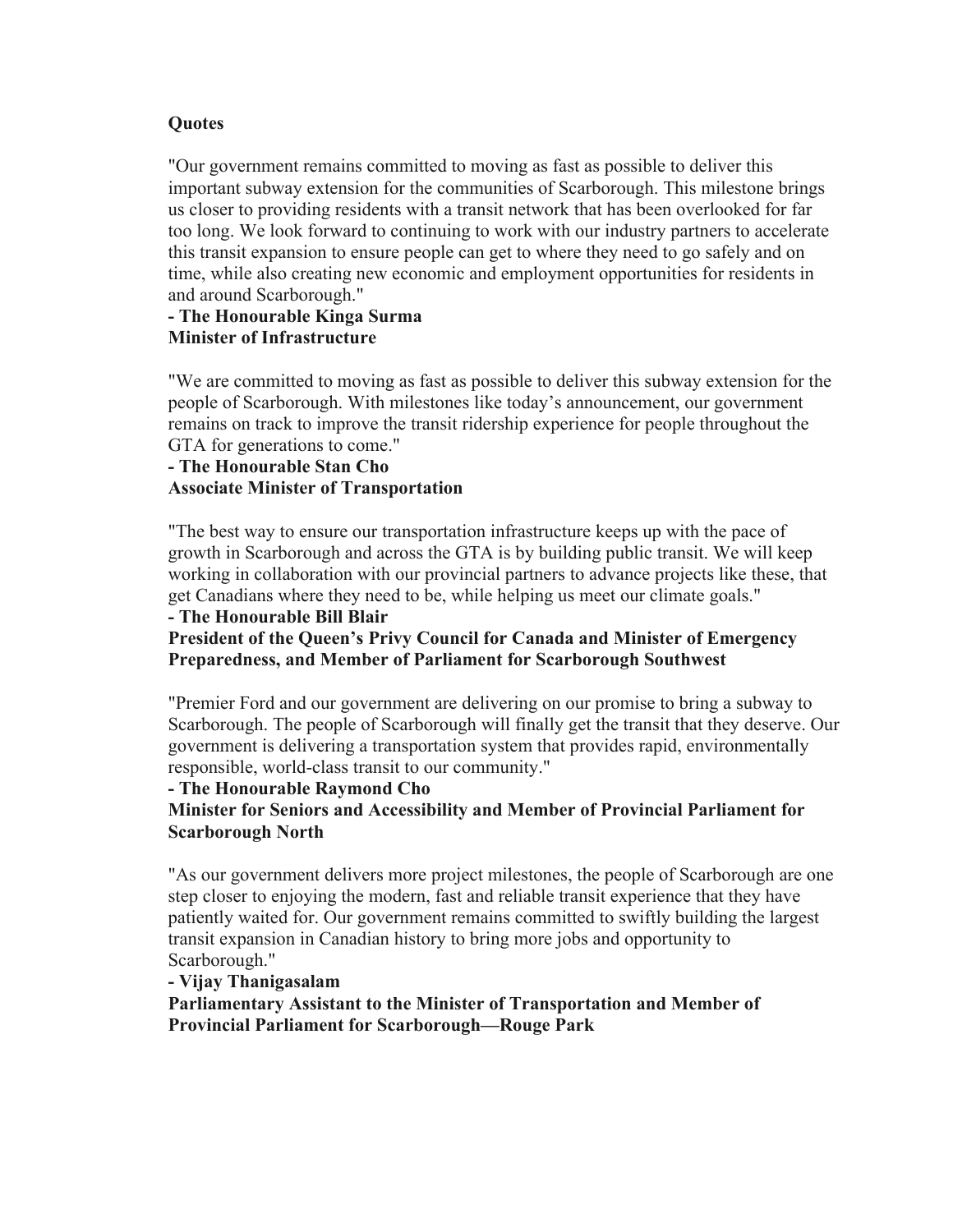**Quotes**

"Our government remains committed to moving as fast as possible to deliver this important subway extension for the communities of Scarborough. This milestone brings us closer to providing residents with a transit network that has been overlooked for far too long. We look forward to continuing to work with our industry partners to accelerate this transit expansion to ensure people can get to where they need to go safely and on time, while also creating new economic and employment opportunities for residents in and around Scarborough."
**- The Honourable Kinga Surma**
**Minister of Infrastructure**

"We are committed to moving as fast as possible to deliver this subway extension for the people of Scarborough. With milestones like today's announcement, our government remains on track to improve the transit ridership experience for people throughout the GTA for generations to come."
**- The Honourable Stan Cho**
**Associate Minister of Transportation**

"The best way to ensure our transportation infrastructure keeps up with the pace of growth in Scarborough and across the GTA is by building public transit. We will keep working in collaboration with our provincial partners to advance projects like these, that get Canadians where they need to be, while helping us meet our climate goals."
**- The Honourable Bill Blair**
**President of the Queen's Privy Council for Canada and Minister of Emergency Preparedness, and Member of Parliament for Scarborough Southwest**

"Premier Ford and our government are delivering on our promise to bring a subway to Scarborough. The people of Scarborough will finally get the transit that they deserve. Our government is delivering a transportation system that provides rapid, environmentally responsible, world-class transit to our community."
**- The Honourable Raymond Cho**
**Minister for Seniors and Accessibility and Member of Provincial Parliament for Scarborough North**

"As our government delivers more project milestones, the people of Scarborough are one step closer to enjoying the modern, fast and reliable transit experience that they have patiently waited for. Our government remains committed to swiftly building the largest transit expansion in Canadian history to bring more jobs and opportunity to Scarborough."
**- Vijay Thanigasalam**
**Parliamentary Assistant to the Minister of Transportation and Member of Provincial Parliament for Scarborough—Rouge Park**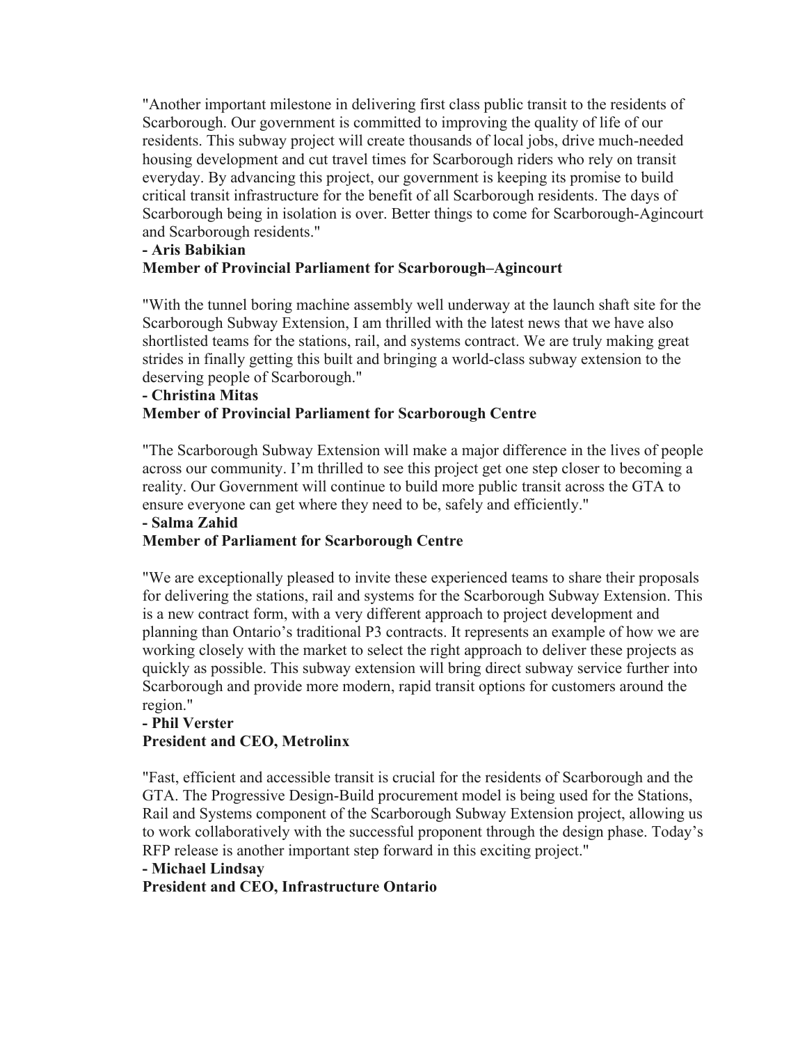"Another important milestone in delivering first class public transit to the residents of Scarborough. Our government is committed to improving the quality of life of our residents. This subway project will create thousands of local jobs, drive much-needed housing development and cut travel times for Scarborough riders who rely on transit everyday. By advancing this project, our government is keeping its promise to build critical transit infrastructure for the benefit of all Scarborough residents. The days of Scarborough being in isolation is over. Better things to come for Scarborough-Agincourt and Scarborough residents."

**- Aris Babikian**
**Member of Provincial Parliament for Scarborough–Agincourt**

"With the tunnel boring machine assembly well underway at the launch shaft site for the Scarborough Subway Extension, I am thrilled with the latest news that we have also shortlisted teams for the stations, rail, and systems contract. We are truly making great strides in finally getting this built and bringing a world-class subway extension to the deserving people of Scarborough."

**- Christina Mitas**
**Member of Provincial Parliament for Scarborough Centre**

"The Scarborough Subway Extension will make a major difference in the lives of people across our community. I'm thrilled to see this project get one step closer to becoming a reality. Our Government will continue to build more public transit across the GTA to ensure everyone can get where they need to be, safely and efficiently."

**- Salma Zahid**
**Member of Parliament for Scarborough Centre**

"We are exceptionally pleased to invite these experienced teams to share their proposals for delivering the stations, rail and systems for the Scarborough Subway Extension. This is a new contract form, with a very different approach to project development and planning than Ontario's traditional P3 contracts. It represents an example of how we are working closely with the market to select the right approach to deliver these projects as quickly as possible. This subway extension will bring direct subway service further into Scarborough and provide more modern, rapid transit options for customers around the region."

**- Phil Verster**
**President and CEO, Metrolinx**

"Fast, efficient and accessible transit is crucial for the residents of Scarborough and the GTA. The Progressive Design-Build procurement model is being used for the Stations, Rail and Systems component of the Scarborough Subway Extension project, allowing us to work collaboratively with the successful proponent through the design phase. Today's RFP release is another important step forward in this exciting project."

**- Michael Lindsay**
**President and CEO, Infrastructure Ontario**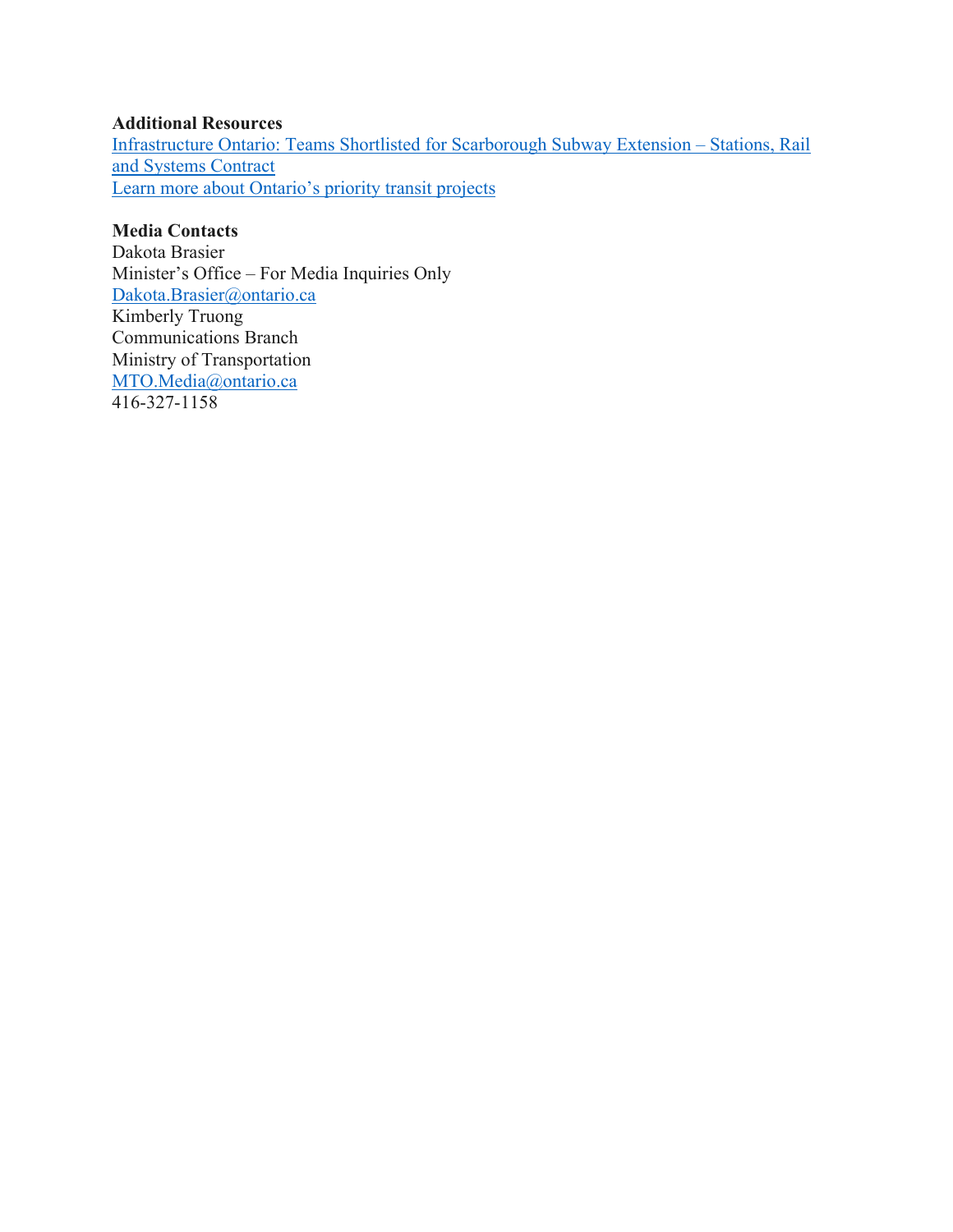**Additional Resources**

[Infrastructure Ontario: Teams Shortlisted for Scarborough Subway Extension – Stations, Rail and Systems Contract]()

[Learn more about Ontario's priority transit projects]()

**Media Contacts**

Dakota Brasier
Minister's Office – For Media Inquiries Only
[Dakota.Brasier@ontario.ca](mailto:Dakota.Brasier@ontario.ca)

Kimberly Truong
Communications Branch
Ministry of Transportation
[MTO.Media@ontario.ca](mailto:MTO.Media@ontario.ca)
416-327-1158